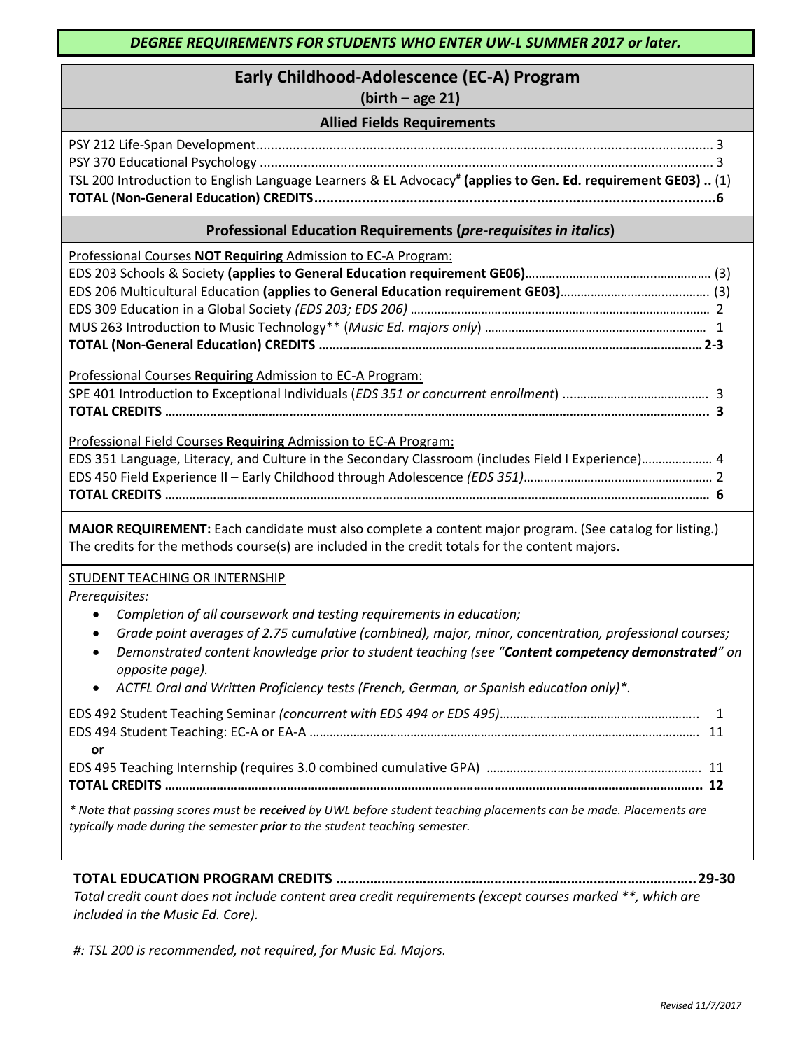*DEGREE REQUIREMENTS FOR STUDENTS WHO ENTER UW-L SUMMER 2017 or later.*

# Early Childhood-Adolescence (EC-A) Program
**(birth – age 21)**

## Allied Fields Requirements

PSY 212 Life-Span Development .................................................... 3
PSY 370 Educational Psychology .................................................... 3
TSL 200 Introduction to English Language Learners & EL Advocacy# **(applies to Gen. Ed. requirement GE03)** .. (1)
**TOTAL (Non-General Education) CREDITS .................................................... 6**

## Professional Education Requirements (*pre-requisites in italics*)

Professional Courses **NOT Requiring** Admission to EC-A Program:
EDS 203 Schools & Society **(applies to General Education requirement GE06)** .................... (3)
EDS 206 Multicultural Education **(applies to General Education requirement GE03)** .................... (3)
EDS 309 Education in a Global Society *(EDS 203; EDS 206)* .................... 2
MUS 263 Introduction to Music Technology** (*Music Ed. majors only*) .................... 1
**TOTAL (Non-General Education) CREDITS .................... 2-3**

Professional Courses **Requiring** Admission to EC-A Program:
SPE 401 Introduction to Exceptional Individuals (*EDS 351 or concurrent enrollment*) .................... 3
**TOTAL CREDITS .................... 3**

Professional Field Courses **Requiring** Admission to EC-A Program:
EDS 351 Language, Literacy, and Culture in the Secondary Classroom (includes Field I Experience) .................... 4
EDS 450 Field Experience II – Early Childhood through Adolescence *(EDS 351)* .................... 2
**TOTAL CREDITS .................... 6**

**MAJOR REQUIREMENT:** Each candidate must also complete a content major program. (See catalog for listing.) The credits for the methods course(s) are included in the credit totals for the content majors.

STUDENT TEACHING OR INTERNSHIP

*Prerequisites:*

- *Completion of all coursework and testing requirements in education;*
- *Grade point averages of 2.75 cumulative (combined), major, minor, concentration, professional courses;*
- *Demonstrated content knowledge prior to student teaching (see "**Content competency demonstrated**" on opposite page).*
- *ACTFL Oral and Written Proficiency tests (French, German, or Spanish education only)*.*

EDS 492 Student Teaching Seminar *(concurrent with EDS 494 or EDS 495)* .................... 1
EDS 494 Student Teaching: EC-A or EA-A .................... 11
**or**
EDS 495 Teaching Internship (requires 3.0 combined cumulative GPA) .................... 11
**TOTAL CREDITS .................... 12**

*\* Note that passing scores must be **received** by UWL before student teaching placements can be made. Placements are typically made during the semester **prior** to the student teaching semester.*

**TOTAL EDUCATION PROGRAM CREDITS .................... 29-30**
*Total credit count does not include content area credit requirements (except courses marked **, which are included in the Music Ed. Core).*

*#: TSL 200 is recommended, not required, for Music Ed. Majors.*

*Revised 11/7/2017*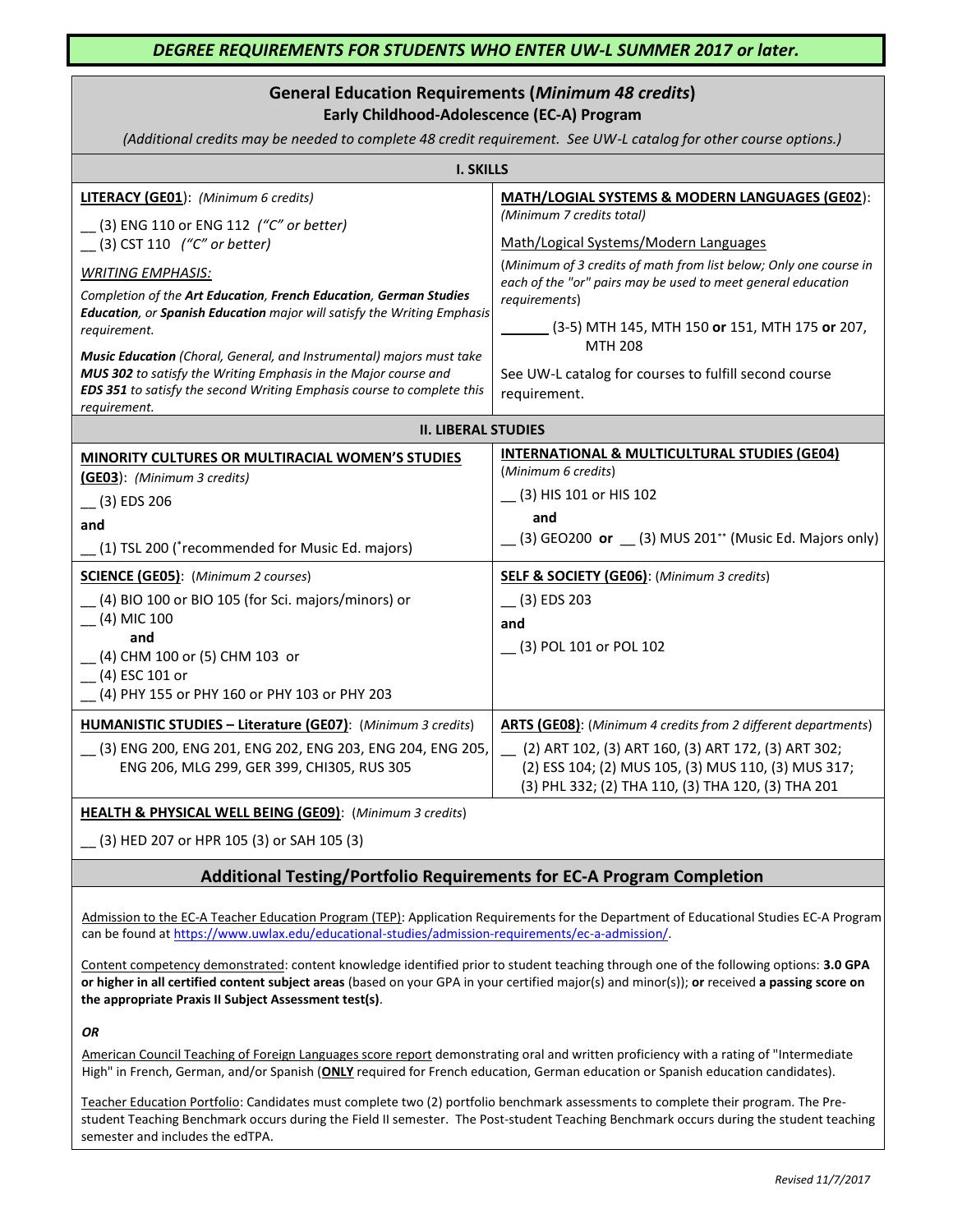## *DEGREE REQUIREMENTS FOR STUDENTS WHO ENTER UW-L SUMMER 2017 or later.*

### General Education Requirements (*Minimum 48 credits*)
### Early Childhood-Adolescence (EC-A) Program

*(Additional credits may be needed to complete 48 credit requirement. See UW-L catalog for other course options.)*

### I. SKILLS

**LITERACY (GE01)**: *(Minimum 6 credits)*

__ (3) ENG 110 or ENG 112 *("C" or better)*
__ (3) CST 110 *("C" or better)*

*WRITING EMPHASIS:*

*Completion of the **Art Education**, **French Education**, **German Studies Education**, or **Spanish Education** major will satisfy the Writing Emphasis requirement.*

***Music Education** (Choral, General, and Instrumental) majors must take **MUS 302** to satisfy the Writing Emphasis in the Major course and **EDS 351** to satisfy the second Writing Emphasis course to complete this requirement.*

**MATH/LOGIAL SYSTEMS & MODERN LANGUAGES (GE02)**: *(Minimum 7 credits total)*

Math/Logical Systems/Modern Languages

*(Minimum of 3 credits of math from list below; Only one course in each of the "or" pairs may be used to meet general education requirements)*

______ (3-5) MTH 145, MTH 150 **or** 151, MTH 175 **or** 207, MTH 208

See UW-L catalog for courses to fulfill second course requirement.

### II. LIBERAL STUDIES

**MINORITY CULTURES OR MULTIRACIAL WOMEN'S STUDIES (GE03)**: *(Minimum 3 credits)*

__ (3) EDS 206

**and**

__ (1) TSL 200 (*recommended for Music Ed. majors)

**INTERNATIONAL & MULTICULTURAL STUDIES (GE04)** (*Minimum 6 credits*)

__ (3) HIS 101 or HIS 102

**and**

__ (3) GEO200 **or** __ (3) MUS 201** (Music Ed. Majors only)

**SCIENCE (GE05)**: (*Minimum 2 courses*)

__ (4) BIO 100 or BIO 105 (for Sci. majors/minors) or
__ (4) MIC 100

**and**

__ (4) CHM 100 or (5) CHM 103 or
__ (4) ESC 101 or
__ (4) PHY 155 or PHY 160 or PHY 103 or PHY 203

**SELF & SOCIETY (GE06)**: (*Minimum 3 credits*)

__ (3) EDS 203

**and**

__ (3) POL 101 or POL 102

**HUMANISTIC STUDIES – Literature (GE07)**: (*Minimum 3 credits*)

__ (3) ENG 200, ENG 201, ENG 202, ENG 203, ENG 204, ENG 205, ENG 206, MLG 299, GER 399, CHI305, RUS 305

**ARTS (GE08)**: (*Minimum 4 credits from 2 different departments*)

__ (2) ART 102, (3) ART 160, (3) ART 172, (3) ART 302; (2) ESS 104; (2) MUS 105, (3) MUS 110, (3) MUS 317; (3) PHL 332; (2) THA 110, (3) THA 120, (3) THA 201

**HEALTH & PHYSICAL WELL BEING (GE09)**: (*Minimum 3 credits*)

__ (3) HED 207 or HPR 105 (3) or SAH 105 (3)

## Additional Testing/Portfolio Requirements for EC-A Program Completion

Admission to the EC-A Teacher Education Program (TEP): Application Requirements for the Department of Educational Studies EC-A Program can be found at https://www.uwlax.edu/educational-studies/admission-requirements/ec-a-admission/.

Content competency demonstrated: content knowledge identified prior to student teaching through one of the following options: **3.0 GPA or higher in all certified content subject areas** (based on your GPA in your certified major(s) and minor(s)); **or** received **a passing score on the appropriate Praxis II Subject Assessment test(s)**.

***OR***

American Council Teaching of Foreign Languages score report demonstrating oral and written proficiency with a rating of "Intermediate High" in French, German, and/or Spanish (**ONLY** required for French education, German education or Spanish education candidates).

Teacher Education Portfolio: Candidates must complete two (2) portfolio benchmark assessments to complete their program. The Pre-student Teaching Benchmark occurs during the Field II semester. The Post-student Teaching Benchmark occurs during the student teaching semester and includes the edTPA.

*Revised 11/7/2017*